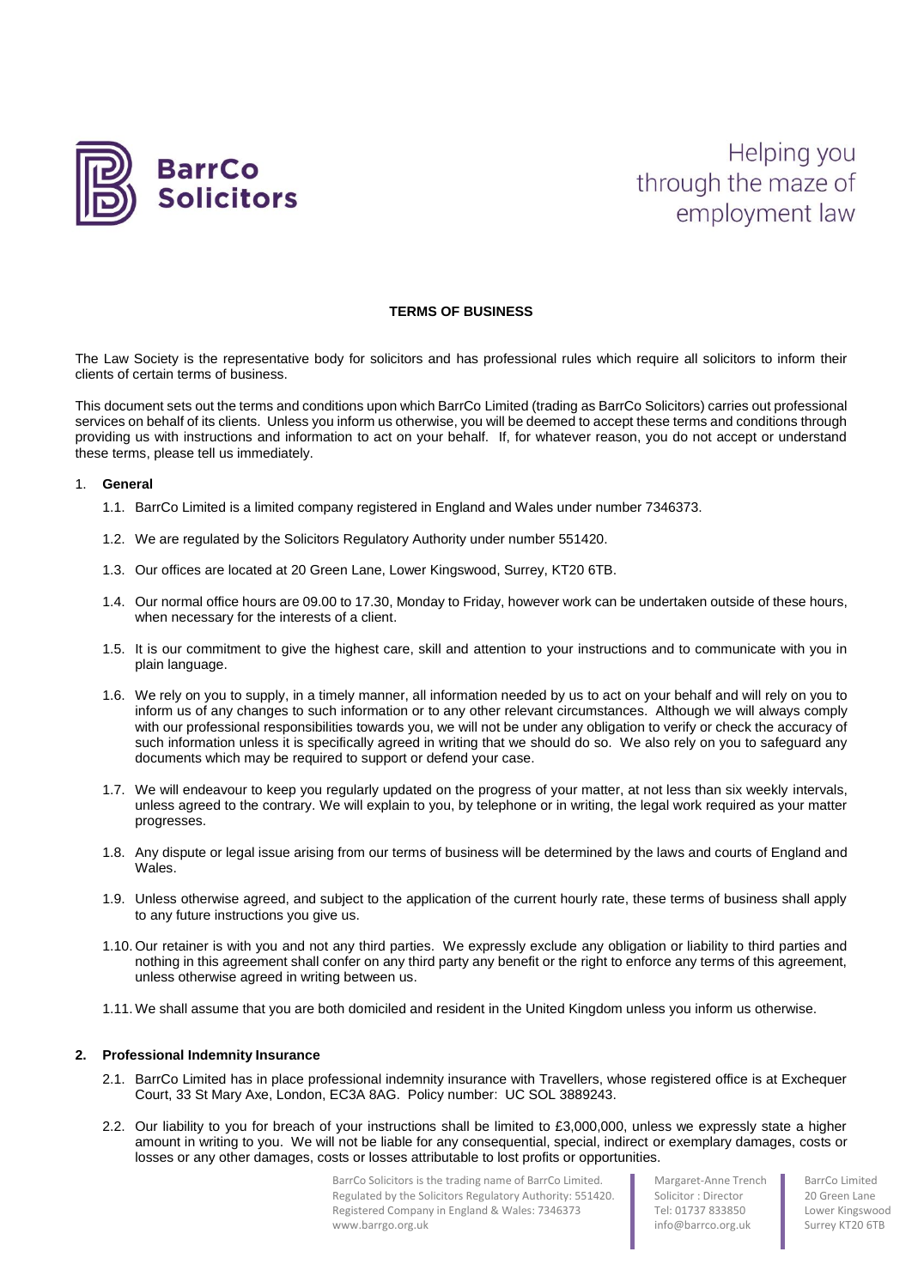# TERMS OF BUSINESS

The Law Society is the representative body for solicitors and has professional rules which require all solicitors to inform their clients of certain terms of business.

This document sets out the terms and conditions upon which BarrCo Limited (trading as BarrCo Solicitors) carries out professional services on behalf of its clients. Unless you inform us otherwise, you will be deemed to accept these terms and conditions through providing us with instructions and information to act on your behalf. If, for whatever reason, you do not accept or understand these terms, please tell us immediately.

1. **General**

   1.1. BarrCo Limited is a limited company registered in England and Wales under number 7346373.

   1.2. We are regulated by the Solicitors Regulatory Authority under number 551420.

   1.3. Our offices are located at 20 Green Lane, Lower Kingswood, Surrey, KT20 6TB.

   1.4. Our normal office hours are 09.00 to 17.30, Monday to Friday, however work can be undertaken outside of these hours, when necessary for the interests of a client.

   1.5. It is our commitment to give the highest care, skill and attention to your instructions and to communicate with you in plain language.

   1.6. We rely on you to supply, in a timely manner, all information needed by us to act on your behalf and will rely on you to inform us of any changes to such information or to any other relevant circumstances. Although we will always comply with our professional responsibilities towards you, we will not be under any obligation to verify or check the accuracy of such information unless it is specifically agreed in writing that we should do so. We also rely on you to safeguard any documents which may be required to support or defend your case.

   1.7. We will endeavour to keep you regularly updated on the progress of your matter, at not less than six weekly intervals, unless agreed to the contrary. We will explain to you, by telephone or in writing, the legal work required as your matter progresses.

   1.8. Any dispute or legal issue arising from our terms of business will be determined by the laws and courts of England and Wales.

   1.9. Unless otherwise agreed, and subject to the application of the current hourly rate, these terms of business shall apply to any future instructions you give us.

   1.10. Our retainer is with you and not any third parties. We expressly exclude any obligation or liability to third parties and nothing in this agreement shall confer on any third party any benefit or the right to enforce any terms of this agreement, unless otherwise agreed in writing between us.

   1.11. We shall assume that you are both domiciled and resident in the United Kingdom unless you inform us otherwise.

2. **Professional Indemnity Insurance**

   2.1. BarrCo Limited has in place professional indemnity insurance with Travellers, whose registered office is at Exchequer Court, 33 St Mary Axe, London, EC3A 8AG. Policy number: UC SOL 3889243.

   2.2. Our liability to you for breach of your instructions shall be limited to £3,000,000, unless we expressly state a higher amount in writing to you. We will not be liable for any consequential, special, indirect or exemplary damages, costs or losses or any other damages, costs or losses attributable to lost profits or opportunities.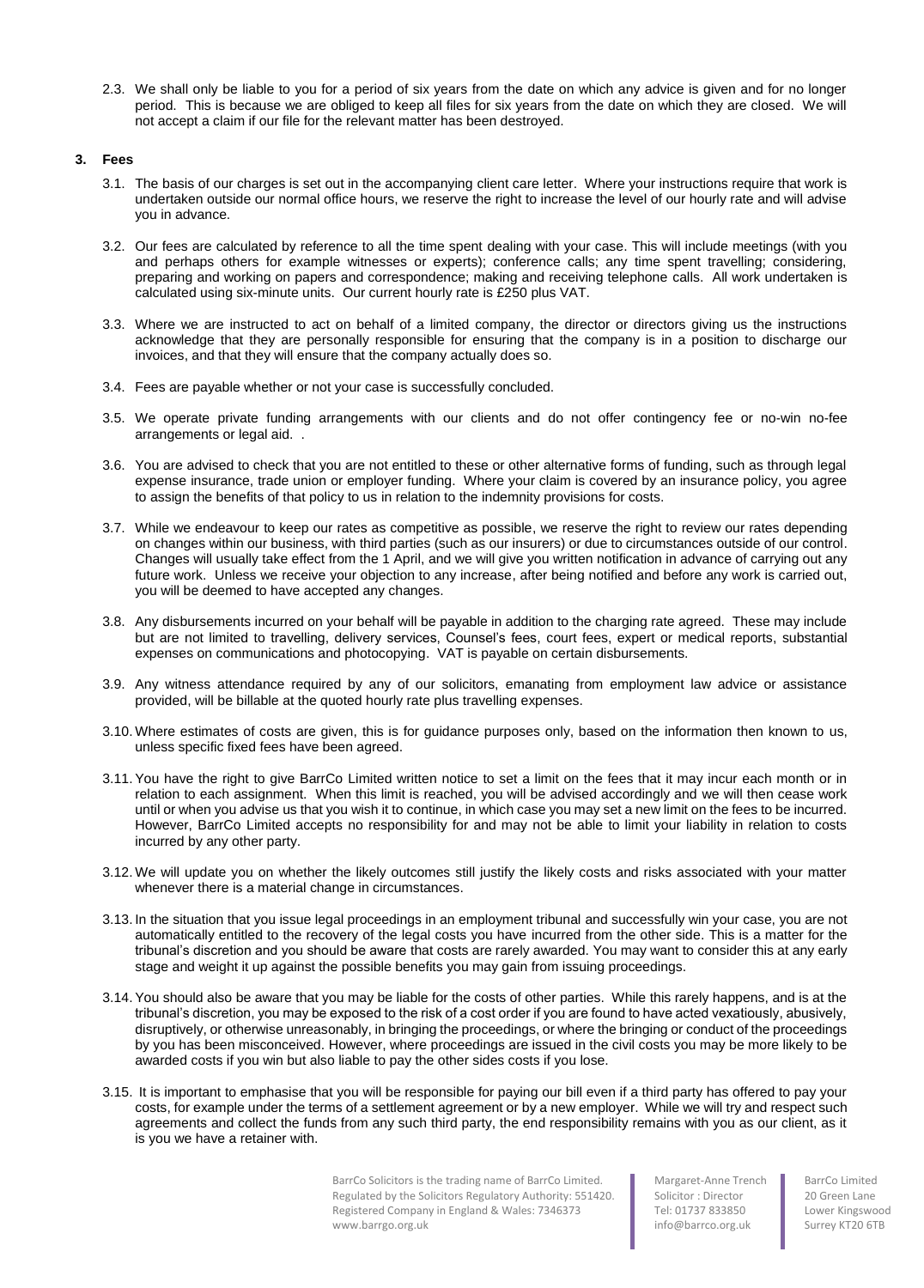2.3. We shall only be liable to you for a period of six years from the date on which any advice is given and for no longer period. This is because we are obliged to keep all files for six years from the date on which they are closed. We will not accept a claim if our file for the relevant matter has been destroyed.

## 3. Fees

3.1. The basis of our charges is set out in the accompanying client care letter. Where your instructions require that work is undertaken outside our normal office hours, we reserve the right to increase the level of our hourly rate and will advise you in advance.

3.2. Our fees are calculated by reference to all the time spent dealing with your case. This will include meetings (with you and perhaps others for example witnesses or experts); conference calls; any time spent travelling; considering, preparing and working on papers and correspondence; making and receiving telephone calls. All work undertaken is calculated using six-minute units. Our current hourly rate is £250 plus VAT.

3.3. Where we are instructed to act on behalf of a limited company, the director or directors giving us the instructions acknowledge that they are personally responsible for ensuring that the company is in a position to discharge our invoices, and that they will ensure that the company actually does so.

3.4. Fees are payable whether or not your case is successfully concluded.

3.5. We operate private funding arrangements with our clients and do not offer contingency fee or no-win no-fee arrangements or legal aid. .

3.6. You are advised to check that you are not entitled to these or other alternative forms of funding, such as through legal expense insurance, trade union or employer funding. Where your claim is covered by an insurance policy, you agree to assign the benefits of that policy to us in relation to the indemnity provisions for costs.

3.7. While we endeavour to keep our rates as competitive as possible, we reserve the right to review our rates depending on changes within our business, with third parties (such as our insurers) or due to circumstances outside of our control. Changes will usually take effect from the 1 April, and we will give you written notification in advance of carrying out any future work. Unless we receive your objection to any increase, after being notified and before any work is carried out, you will be deemed to have accepted any changes.

3.8. Any disbursements incurred on your behalf will be payable in addition to the charging rate agreed. These may include but are not limited to travelling, delivery services, Counsel's fees, court fees, expert or medical reports, substantial expenses on communications and photocopying. VAT is payable on certain disbursements.

3.9. Any witness attendance required by any of our solicitors, emanating from employment law advice or assistance provided, will be billable at the quoted hourly rate plus travelling expenses.

3.10. Where estimates of costs are given, this is for guidance purposes only, based on the information then known to us, unless specific fixed fees have been agreed.

3.11. You have the right to give BarrCo Limited written notice to set a limit on the fees that it may incur each month or in relation to each assignment. When this limit is reached, you will be advised accordingly and we will then cease work until or when you advise us that you wish it to continue, in which case you may set a new limit on the fees to be incurred. However, BarrCo Limited accepts no responsibility for and may not be able to limit your liability in relation to costs incurred by any other party.

3.12. We will update you on whether the likely outcomes still justify the likely costs and risks associated with your matter whenever there is a material change in circumstances.

3.13. In the situation that you issue legal proceedings in an employment tribunal and successfully win your case, you are not automatically entitled to the recovery of the legal costs you have incurred from the other side. This is a matter for the tribunal's discretion and you should be aware that costs are rarely awarded. You may want to consider this at any early stage and weight it up against the possible benefits you may gain from issuing proceedings.

3.14. You should also be aware that you may be liable for the costs of other parties. While this rarely happens, and is at the tribunal's discretion, you may be exposed to the risk of a cost order if you are found to have acted vexatiously, abusively, disruptively, or otherwise unreasonably, in bringing the proceedings, or where the bringing or conduct of the proceedings by you has been misconceived. However, where proceedings are issued in the civil costs you may be more likely to be awarded costs if you win but also liable to pay the other sides costs if you lose.

3.15. It is important to emphasise that you will be responsible for paying our bill even if a third party has offered to pay your costs, for example under the terms of a settlement agreement or by a new employer. While we will try and respect such agreements and collect the funds from any such third party, the end responsibility remains with you as our client, as it is you we have a retainer with.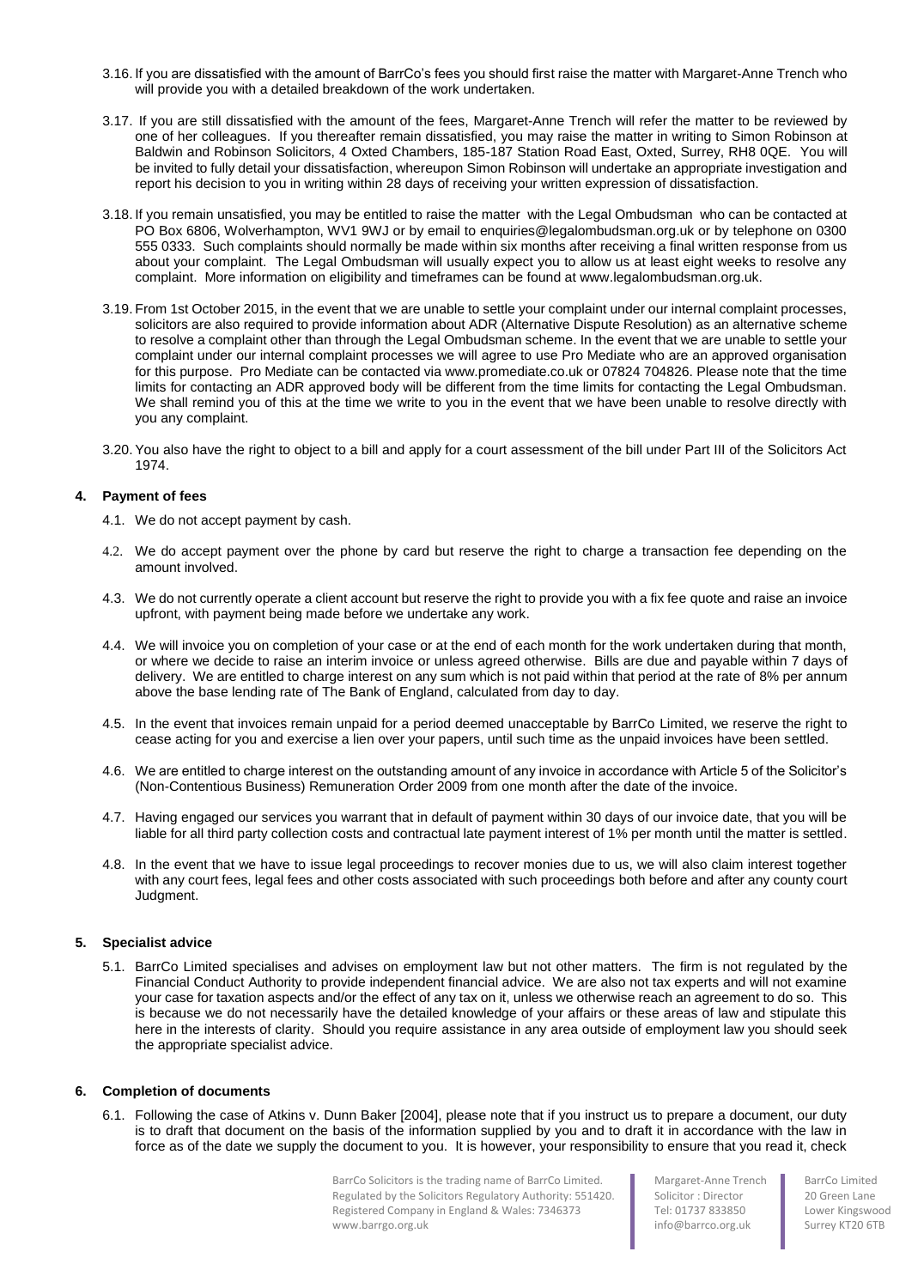3.16. If you are dissatisfied with the amount of BarrCo's fees you should first raise the matter with Margaret-Anne Trench who will provide you with a detailed breakdown of the work undertaken.

3.17. If you are still dissatisfied with the amount of the fees, Margaret-Anne Trench will refer the matter to be reviewed by one of her colleagues. If you thereafter remain dissatisfied, you may raise the matter in writing to Simon Robinson at Baldwin and Robinson Solicitors, 4 Oxted Chambers, 185-187 Station Road East, Oxted, Surrey, RH8 0QE. You will be invited to fully detail your dissatisfaction, whereupon Simon Robinson will undertake an appropriate investigation and report his decision to you in writing within 28 days of receiving your written expression of dissatisfaction.

3.18. If you remain unsatisfied, you may be entitled to raise the matter with the Legal Ombudsman who can be contacted at PO Box 6806, Wolverhampton, WV1 9WJ or by email to enquiries@legalombudsman.org.uk or by telephone on 0300 555 0333. Such complaints should normally be made within six months after receiving a final written response from us about your complaint. The Legal Ombudsman will usually expect you to allow us at least eight weeks to resolve any complaint. More information on eligibility and timeframes can be found at www.legalombudsman.org.uk.

3.19. From 1st October 2015, in the event that we are unable to settle your complaint under our internal complaint processes, solicitors are also required to provide information about ADR (Alternative Dispute Resolution) as an alternative scheme to resolve a complaint other than through the Legal Ombudsman scheme. In the event that we are unable to settle your complaint under our internal complaint processes we will agree to use Pro Mediate who are an approved organisation for this purpose. Pro Mediate can be contacted via www.promediate.co.uk or 07824 704826. Please note that the time limits for contacting an ADR approved body will be different from the time limits for contacting the Legal Ombudsman. We shall remind you of this at the time we write to you in the event that we have been unable to resolve directly with you any complaint.

3.20. You also have the right to object to a bill and apply for a court assessment of the bill under Part III of the Solicitors Act 1974.

## 4. Payment of fees

4.1. We do not accept payment by cash.

4.2. We do accept payment over the phone by card but reserve the right to charge a transaction fee depending on the amount involved.

4.3. We do not currently operate a client account but reserve the right to provide you with a fix fee quote and raise an invoice upfront, with payment being made before we undertake any work.

4.4. We will invoice you on completion of your case or at the end of each month for the work undertaken during that month, or where we decide to raise an interim invoice or unless agreed otherwise. Bills are due and payable within 7 days of delivery. We are entitled to charge interest on any sum which is not paid within that period at the rate of 8% per annum above the base lending rate of The Bank of England, calculated from day to day.

4.5. In the event that invoices remain unpaid for a period deemed unacceptable by BarrCo Limited, we reserve the right to cease acting for you and exercise a lien over your papers, until such time as the unpaid invoices have been settled.

4.6. We are entitled to charge interest on the outstanding amount of any invoice in accordance with Article 5 of the Solicitor's (Non-Contentious Business) Remuneration Order 2009 from one month after the date of the invoice.

4.7. Having engaged our services you warrant that in default of payment within 30 days of our invoice date, that you will be liable for all third party collection costs and contractual late payment interest of 1% per month until the matter is settled.

4.8. In the event that we have to issue legal proceedings to recover monies due to us, we will also claim interest together with any court fees, legal fees and other costs associated with such proceedings both before and after any county court Judgment.

## 5. Specialist advice

5.1. BarrCo Limited specialises and advises on employment law but not other matters. The firm is not regulated by the Financial Conduct Authority to provide independent financial advice. We are also not tax experts and will not examine your case for taxation aspects and/or the effect of any tax on it, unless we otherwise reach an agreement to do so. This is because we do not necessarily have the detailed knowledge of your affairs or these areas of law and stipulate this here in the interests of clarity. Should you require assistance in any area outside of employment law you should seek the appropriate specialist advice.

## 6. Completion of documents

6.1. Following the case of Atkins v. Dunn Baker [2004], please note that if you instruct us to prepare a document, our duty is to draft that document on the basis of the information supplied by you and to draft it in accordance with the law in force as of the date we supply the document to you. It is however, your responsibility to ensure that you read it, check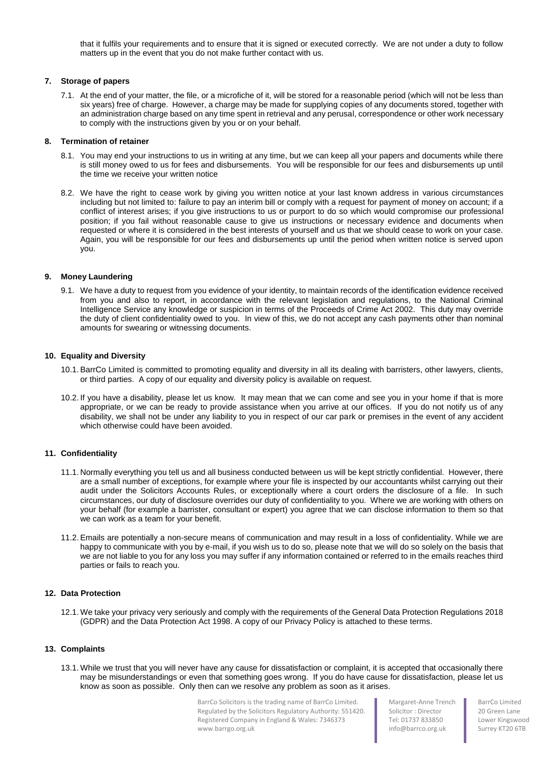that it fulfils your requirements and to ensure that it is signed or executed correctly. We are not under a duty to follow matters up in the event that you do not make further contact with us.

## 7. Storage of papers

7.1. At the end of your matter, the file, or a microfiche of it, will be stored for a reasonable period (which will not be less than six years) free of charge. However, a charge may be made for supplying copies of any documents stored, together with an administration charge based on any time spent in retrieval and any perusal, correspondence or other work necessary to comply with the instructions given by you or on your behalf.

## 8. Termination of retainer

8.1. You may end your instructions to us in writing at any time, but we can keep all your papers and documents while there is still money owed to us for fees and disbursements. You will be responsible for our fees and disbursements up until the time we receive your written notice

8.2. We have the right to cease work by giving you written notice at your last known address in various circumstances including but not limited to: failure to pay an interim bill or comply with a request for payment of money on account; if a conflict of interest arises; if you give instructions to us or purport to do so which would compromise our professional position; if you fail without reasonable cause to give us instructions or necessary evidence and documents when requested or where it is considered in the best interests of yourself and us that we should cease to work on your case. Again, you will be responsible for our fees and disbursements up until the period when written notice is served upon you.

## 9. Money Laundering

9.1. We have a duty to request from you evidence of your identity, to maintain records of the identification evidence received from you and also to report, in accordance with the relevant legislation and regulations, to the National Criminal Intelligence Service any knowledge or suspicion in terms of the Proceeds of Crime Act 2002. This duty may override the duty of client confidentiality owed to you. In view of this, we do not accept any cash payments other than nominal amounts for swearing or witnessing documents.

## 10. Equality and Diversity

10.1. BarrCo Limited is committed to promoting equality and diversity in all its dealing with barristers, other lawyers, clients, or third parties. A copy of our equality and diversity policy is available on request.

10.2. If you have a disability, please let us know. It may mean that we can come and see you in your home if that is more appropriate, or we can be ready to provide assistance when you arrive at our offices. If you do not notify us of any disability, we shall not be under any liability to you in respect of our car park or premises in the event of any accident which otherwise could have been avoided.

## 11. Confidentiality

11.1. Normally everything you tell us and all business conducted between us will be kept strictly confidential. However, there are a small number of exceptions, for example where your file is inspected by our accountants whilst carrying out their audit under the Solicitors Accounts Rules, or exceptionally where a court orders the disclosure of a file. In such circumstances, our duty of disclosure overrides our duty of confidentiality to you. Where we are working with others on your behalf (for example a barrister, consultant or expert) you agree that we can disclose information to them so that we can work as a team for your benefit.

11.2. Emails are potentially a non-secure means of communication and may result in a loss of confidentiality. While we are happy to communicate with you by e-mail, if you wish us to do so, please note that we will do so solely on the basis that we are not liable to you for any loss you may suffer if any information contained or referred to in the emails reaches third parties or fails to reach you.

## 12. Data Protection

12.1. We take your privacy very seriously and comply with the requirements of the General Data Protection Regulations 2018 (GDPR) and the Data Protection Act 1998. A copy of our Privacy Policy is attached to these terms.

## 13. Complaints

13.1. While we trust that you will never have any cause for dissatisfaction or complaint, it is accepted that occasionally there may be misunderstandings or even that something goes wrong. If you do have cause for dissatisfaction, please let us know as soon as possible. Only then can we resolve any problem as soon as it arises.

BarrCo Solicitors is the trading name of BarrCo Limited.
Regulated by the Solicitors Regulatory Authority: 551420.
Registered Company in England & Wales: 7346373
www.barrgo.org.uk

Margaret-Anne Trench
Solicitor : Director
Tel: 01737 833850
info@barrco.org.uk

BarrCo Limited
20 Green Lane
Lower Kingswood
Surrey KT20 6TB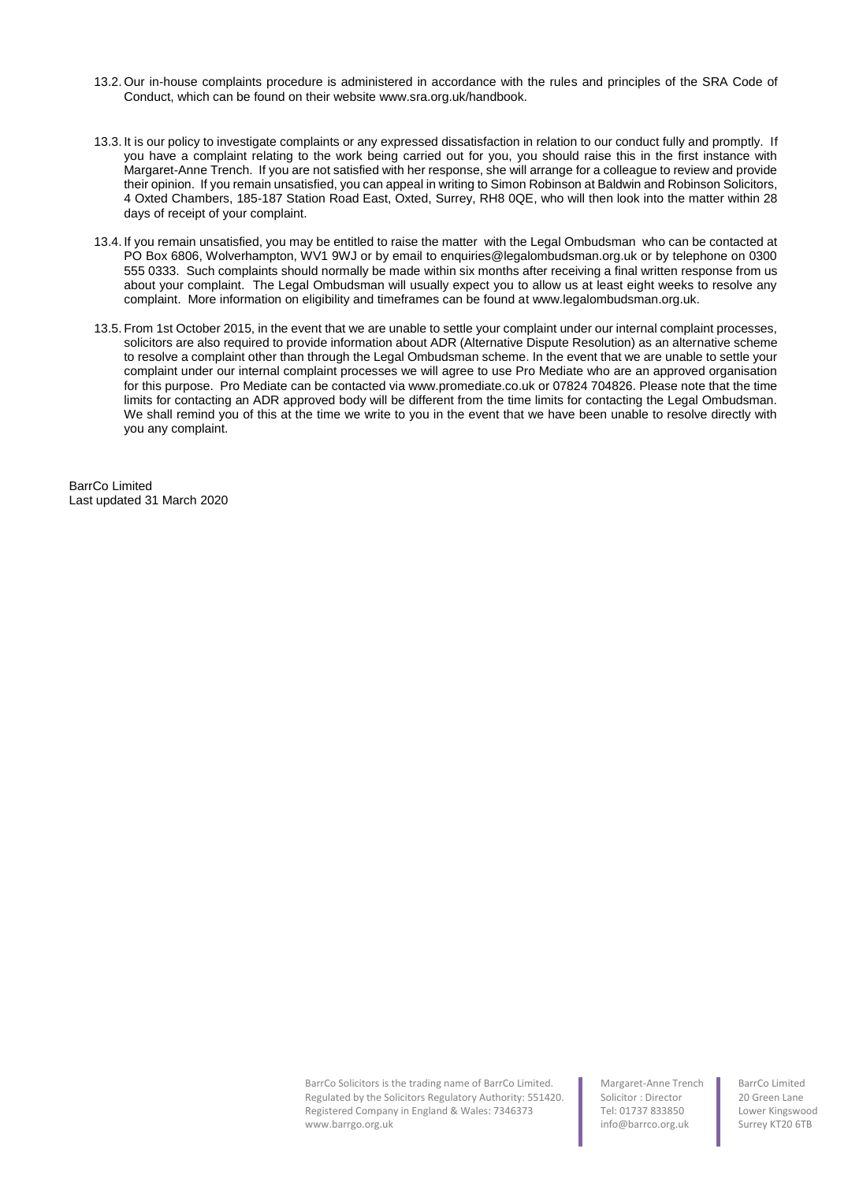13.2. Our in-house complaints procedure is administered in accordance with the rules and principles of the SRA Code of Conduct, which can be found on their website www.sra.org.uk/handbook.

13.3. It is our policy to investigate complaints or any expressed dissatisfaction in relation to our conduct fully and promptly. If you have a complaint relating to the work being carried out for you, you should raise this in the first instance with Margaret-Anne Trench. If you are not satisfied with her response, she will arrange for a colleague to review and provide their opinion. If you remain unsatisfied, you can appeal in writing to Simon Robinson at Baldwin and Robinson Solicitors, 4 Oxted Chambers, 185-187 Station Road East, Oxted, Surrey, RH8 0QE, who will then look into the matter within 28 days of receipt of your complaint.

13.4. If you remain unsatisfied, you may be entitled to raise the matter with the Legal Ombudsman who can be contacted at PO Box 6806, Wolverhampton, WV1 9WJ or by email to enquiries@legalombudsman.org.uk or by telephone on 0300 555 0333. Such complaints should normally be made within six months after receiving a final written response from us about your complaint. The Legal Ombudsman will usually expect you to allow us at least eight weeks to resolve any complaint. More information on eligibility and timeframes can be found at www.legalombudsman.org.uk.

13.5. From 1st October 2015, in the event that we are unable to settle your complaint under our internal complaint processes, solicitors are also required to provide information about ADR (Alternative Dispute Resolution) as an alternative scheme to resolve a complaint other than through the Legal Ombudsman scheme. In the event that we are unable to settle your complaint under our internal complaint processes we will agree to use Pro Mediate who are an approved organisation for this purpose. Pro Mediate can be contacted via www.promediate.co.uk or 07824 704826. Please note that the time limits for contacting an ADR approved body will be different from the time limits for contacting the Legal Ombudsman. We shall remind you of this at the time we write to you in the event that we have been unable to resolve directly with you any complaint.

BarrCo Limited
Last updated 31 March 2020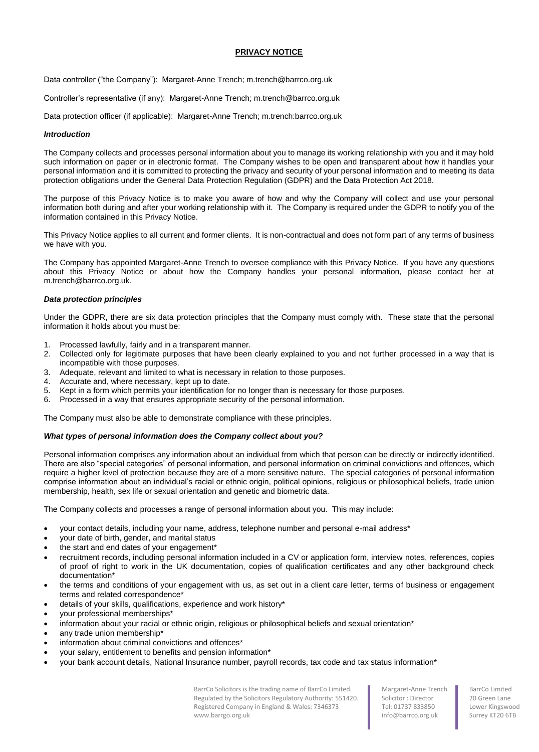## PRIVACY NOTICE

Data controller ("the Company"): Margaret-Anne Trench; m.trench@barrco.org.uk

Controller's representative (if any): Margaret-Anne Trench; m.trench@barrco.org.uk

Data protection officer (if applicable): Margaret-Anne Trench; m.trench:barrco.org.uk

### *Introduction*

The Company collects and processes personal information about you to manage its working relationship with you and it may hold such information on paper or in electronic format. The Company wishes to be open and transparent about how it handles your personal information and it is committed to protecting the privacy and security of your personal information and to meeting its data protection obligations under the General Data Protection Regulation (GDPR) and the Data Protection Act 2018.

The purpose of this Privacy Notice is to make you aware of how and why the Company will collect and use your personal information both during and after your working relationship with it. The Company is required under the GDPR to notify you of the information contained in this Privacy Notice.

This Privacy Notice applies to all current and former clients. It is non-contractual and does not form part of any terms of business we have with you.

The Company has appointed Margaret-Anne Trench to oversee compliance with this Privacy Notice. If you have any questions about this Privacy Notice or about how the Company handles your personal information, please contact her at m.trench@barrco.org.uk.

### *Data protection principles*

Under the GDPR, there are six data protection principles that the Company must comply with. These state that the personal information it holds about you must be:

1. Processed lawfully, fairly and in a transparent manner.
2. Collected only for legitimate purposes that have been clearly explained to you and not further processed in a way that is incompatible with those purposes.
3. Adequate, relevant and limited to what is necessary in relation to those purposes.
4. Accurate and, where necessary, kept up to date.
5. Kept in a form which permits your identification for no longer than is necessary for those purposes.
6. Processed in a way that ensures appropriate security of the personal information.

The Company must also be able to demonstrate compliance with these principles.

### *What types of personal information does the Company collect about you?*

Personal information comprises any information about an individual from which that person can be directly or indirectly identified. There are also "special categories" of personal information, and personal information on criminal convictions and offences, which require a higher level of protection because they are of a more sensitive nature. The special categories of personal information comprise information about an individual's racial or ethnic origin, political opinions, religious or philosophical beliefs, trade union membership, health, sex life or sexual orientation and genetic and biometric data.

The Company collects and processes a range of personal information about you. This may include:

- your contact details, including your name, address, telephone number and personal e-mail address*
- your date of birth, gender, and marital status
- the start and end dates of your engagement*
- recruitment records, including personal information included in a CV or application form, interview notes, references, copies of proof of right to work in the UK documentation, copies of qualification certificates and any other background check documentation*
- the terms and conditions of your engagement with us, as set out in a client care letter, terms of business or engagement terms and related correspondence*
- details of your skills, qualifications, experience and work history*
- your professional memberships*
- information about your racial or ethnic origin, religious or philosophical beliefs and sexual orientation*
- any trade union membership*
- information about criminal convictions and offences*
- your salary, entitlement to benefits and pension information*
- your bank account details, National Insurance number, payroll records, tax code and tax status information*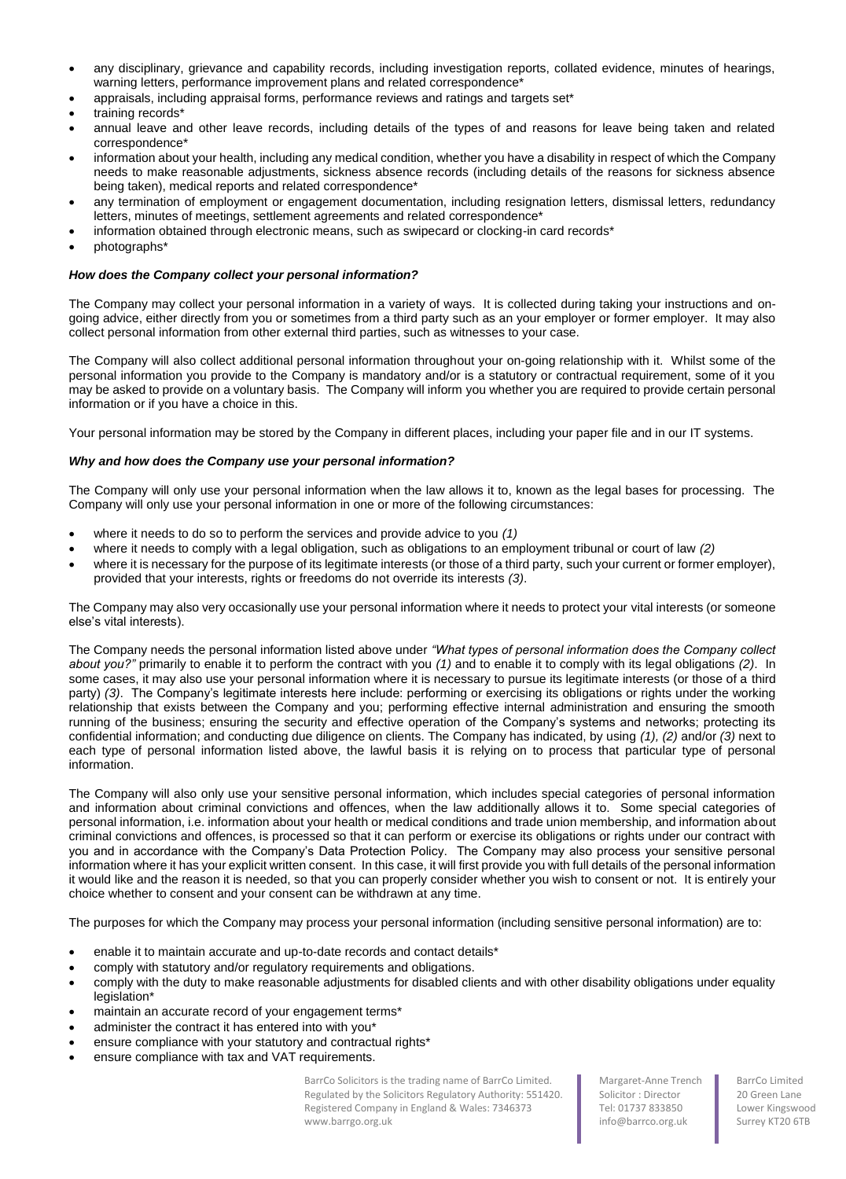- any disciplinary, grievance and capability records, including investigation reports, collated evidence, minutes of hearings, warning letters, performance improvement plans and related correspondence*
- appraisals, including appraisal forms, performance reviews and ratings and targets set*
- training records*
- annual leave and other leave records, including details of the types of and reasons for leave being taken and related correspondence*
- information about your health, including any medical condition, whether you have a disability in respect of which the Company needs to make reasonable adjustments, sickness absence records (including details of the reasons for sickness absence being taken), medical reports and related correspondence*
- any termination of employment or engagement documentation, including resignation letters, dismissal letters, redundancy letters, minutes of meetings, settlement agreements and related correspondence*
- information obtained through electronic means, such as swipecard or clocking-in card records*
- photographs*

***How does the Company collect your personal information?***

The Company may collect your personal information in a variety of ways. It is collected during taking your instructions and on-going advice, either directly from you or sometimes from a third party such as an your employer or former employer. It may also collect personal information from other external third parties, such as witnesses to your case.

The Company will also collect additional personal information throughout your on-going relationship with it. Whilst some of the personal information you provide to the Company is mandatory and/or is a statutory or contractual requirement, some of it you may be asked to provide on a voluntary basis. The Company will inform you whether you are required to provide certain personal information or if you have a choice in this.

Your personal information may be stored by the Company in different places, including your paper file and in our IT systems.

***Why and how does the Company use your personal information?***

The Company will only use your personal information when the law allows it to, known as the legal bases for processing. The Company will only use your personal information in one or more of the following circumstances:

- where it needs to do so to perform the services and provide advice to you *(1)*
- where it needs to comply with a legal obligation, such as obligations to an employment tribunal or court of law *(2)*
- where it is necessary for the purpose of its legitimate interests (or those of a third party, such your current or former employer), provided that your interests, rights or freedoms do not override its interests *(3)*.

The Company may also very occasionally use your personal information where it needs to protect your vital interests (or someone else's vital interests).

The Company needs the personal information listed above under *"What types of personal information does the Company collect about you?"* primarily to enable it to perform the contract with you *(1)* and to enable it to comply with its legal obligations *(2)*. In some cases, it may also use your personal information where it is necessary to pursue its legitimate interests (or those of a third party) *(3)*. The Company's legitimate interests here include: performing or exercising its obligations or rights under the working relationship that exists between the Company and you; performing effective internal administration and ensuring the smooth running of the business; ensuring the security and effective operation of the Company's systems and networks; protecting its confidential information; and conducting due diligence on clients. The Company has indicated, by using *(1), (2)* and/or *(3)* next to each type of personal information listed above, the lawful basis it is relying on to process that particular type of personal information.

The Company will also only use your sensitive personal information, which includes special categories of personal information and information about criminal convictions and offences, when the law additionally allows it to. Some special categories of personal information, i.e. information about your health or medical conditions and trade union membership, and information about criminal convictions and offences, is processed so that it can perform or exercise its obligations or rights under our contract with you and in accordance with the Company's Data Protection Policy. The Company may also process your sensitive personal information where it has your explicit written consent. In this case, it will first provide you with full details of the personal information it would like and the reason it is needed, so that you can properly consider whether you wish to consent or not. It is entirely your choice whether to consent and your consent can be withdrawn at any time.

The purposes for which the Company may process your personal information (including sensitive personal information) are to:

- enable it to maintain accurate and up-to-date records and contact details*
- comply with statutory and/or regulatory requirements and obligations.
- comply with the duty to make reasonable adjustments for disabled clients and with other disability obligations under equality legislation*
- maintain an accurate record of your engagement terms*
- administer the contract it has entered into with you*
- ensure compliance with your statutory and contractual rights*
- ensure compliance with tax and VAT requirements.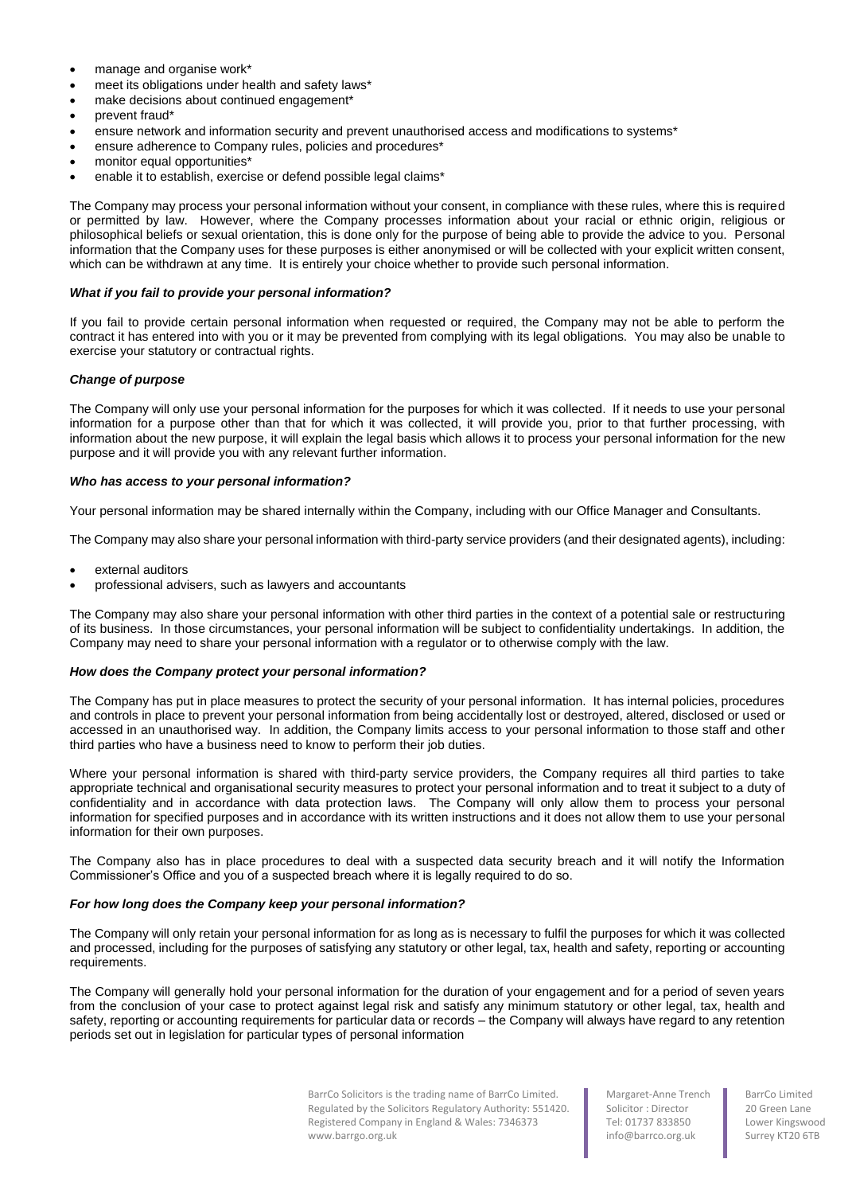- manage and organise work*
- meet its obligations under health and safety laws*
- make decisions about continued engagement*
- prevent fraud*
- ensure network and information security and prevent unauthorised access and modifications to systems*
- ensure adherence to Company rules, policies and procedures*
- monitor equal opportunities*
- enable it to establish, exercise or defend possible legal claims*

The Company may process your personal information without your consent, in compliance with these rules, where this is required or permitted by law. However, where the Company processes information about your racial or ethnic origin, religious or philosophical beliefs or sexual orientation, this is done only for the purpose of being able to provide the advice to you. Personal information that the Company uses for these purposes is either anonymised or will be collected with your explicit written consent, which can be withdrawn at any time. It is entirely your choice whether to provide such personal information.

***What if you fail to provide your personal information?***

If you fail to provide certain personal information when requested or required, the Company may not be able to perform the contract it has entered into with you or it may be prevented from complying with its legal obligations. You may also be unable to exercise your statutory or contractual rights.

***Change of purpose***

The Company will only use your personal information for the purposes for which it was collected. If it needs to use your personal information for a purpose other than that for which it was collected, it will provide you, prior to that further processing, with information about the new purpose, it will explain the legal basis which allows it to process your personal information for the new purpose and it will provide you with any relevant further information.

***Who has access to your personal information?***

Your personal information may be shared internally within the Company, including with our Office Manager and Consultants.

The Company may also share your personal information with third-party service providers (and their designated agents), including:

- external auditors
- professional advisers, such as lawyers and accountants

The Company may also share your personal information with other third parties in the context of a potential sale or restructuring of its business. In those circumstances, your personal information will be subject to confidentiality undertakings. In addition, the Company may need to share your personal information with a regulator or to otherwise comply with the law.

***How does the Company protect your personal information?***

The Company has put in place measures to protect the security of your personal information. It has internal policies, procedures and controls in place to prevent your personal information from being accidentally lost or destroyed, altered, disclosed or used or accessed in an unauthorised way. In addition, the Company limits access to your personal information to those staff and other third parties who have a business need to know to perform their job duties.

Where your personal information is shared with third-party service providers, the Company requires all third parties to take appropriate technical and organisational security measures to protect your personal information and to treat it subject to a duty of confidentiality and in accordance with data protection laws. The Company will only allow them to process your personal information for specified purposes and in accordance with its written instructions and it does not allow them to use your personal information for their own purposes.

The Company also has in place procedures to deal with a suspected data security breach and it will notify the Information Commissioner's Office and you of a suspected breach where it is legally required to do so.

***For how long does the Company keep your personal information?***

The Company will only retain your personal information for as long as is necessary to fulfil the purposes for which it was collected and processed, including for the purposes of satisfying any statutory or other legal, tax, health and safety, reporting or accounting requirements.

The Company will generally hold your personal information for the duration of your engagement and for a period of seven years from the conclusion of your case to protect against legal risk and satisfy any minimum statutory or other legal, tax, health and safety, reporting or accounting requirements for particular data or records – the Company will always have regard to any retention periods set out in legislation for particular types of personal information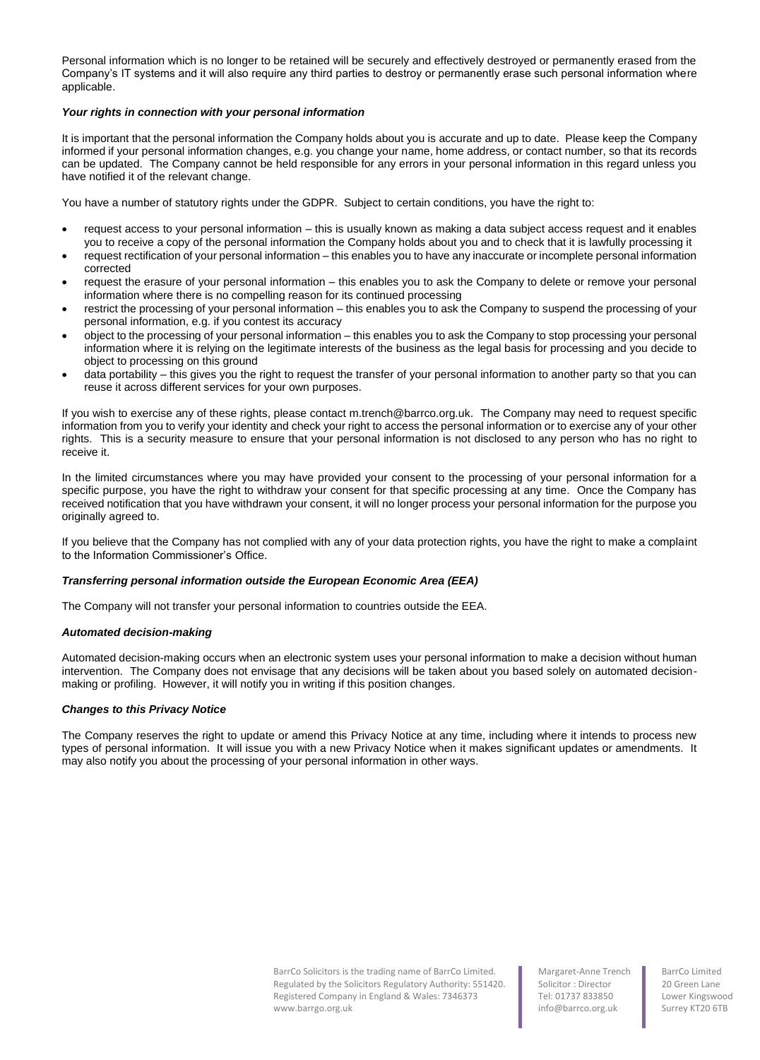Personal information which is no longer to be retained will be securely and effectively destroyed or permanently erased from the Company's IT systems and it will also require any third parties to destroy or permanently erase such personal information where applicable.

***Your rights in connection with your personal information***

It is important that the personal information the Company holds about you is accurate and up to date. Please keep the Company informed if your personal information changes, e.g. you change your name, home address, or contact number, so that its records can be updated. The Company cannot be held responsible for any errors in your personal information in this regard unless you have notified it of the relevant change.

You have a number of statutory rights under the GDPR. Subject to certain conditions, you have the right to:

- request access to your personal information – this is usually known as making a data subject access request and it enables you to receive a copy of the personal information the Company holds about you and to check that it is lawfully processing it
- request rectification of your personal information – this enables you to have any inaccurate or incomplete personal information corrected
- request the erasure of your personal information – this enables you to ask the Company to delete or remove your personal information where there is no compelling reason for its continued processing
- restrict the processing of your personal information – this enables you to ask the Company to suspend the processing of your personal information, e.g. if you contest its accuracy
- object to the processing of your personal information – this enables you to ask the Company to stop processing your personal information where it is relying on the legitimate interests of the business as the legal basis for processing and you decide to object to processing on this ground
- data portability – this gives you the right to request the transfer of your personal information to another party so that you can reuse it across different services for your own purposes.

If you wish to exercise any of these rights, please contact m.trench@barrco.org.uk. The Company may need to request specific information from you to verify your identity and check your right to access the personal information or to exercise any of your other rights. This is a security measure to ensure that your personal information is not disclosed to any person who has no right to receive it.

In the limited circumstances where you may have provided your consent to the processing of your personal information for a specific purpose, you have the right to withdraw your consent for that specific processing at any time. Once the Company has received notification that you have withdrawn your consent, it will no longer process your personal information for the purpose you originally agreed to.

If you believe that the Company has not complied with any of your data protection rights, you have the right to make a complaint to the Information Commissioner's Office.

***Transferring personal information outside the European Economic Area (EEA)***

The Company will not transfer your personal information to countries outside the EEA.

***Automated decision-making***

Automated decision-making occurs when an electronic system uses your personal information to make a decision without human intervention. The Company does not envisage that any decisions will be taken about you based solely on automated decision-making or profiling. However, it will notify you in writing if this position changes.

***Changes to this Privacy Notice***

The Company reserves the right to update or amend this Privacy Notice at any time, including where it intends to process new types of personal information. It will issue you with a new Privacy Notice when it makes significant updates or amendments. It may also notify you about the processing of your personal information in other ways.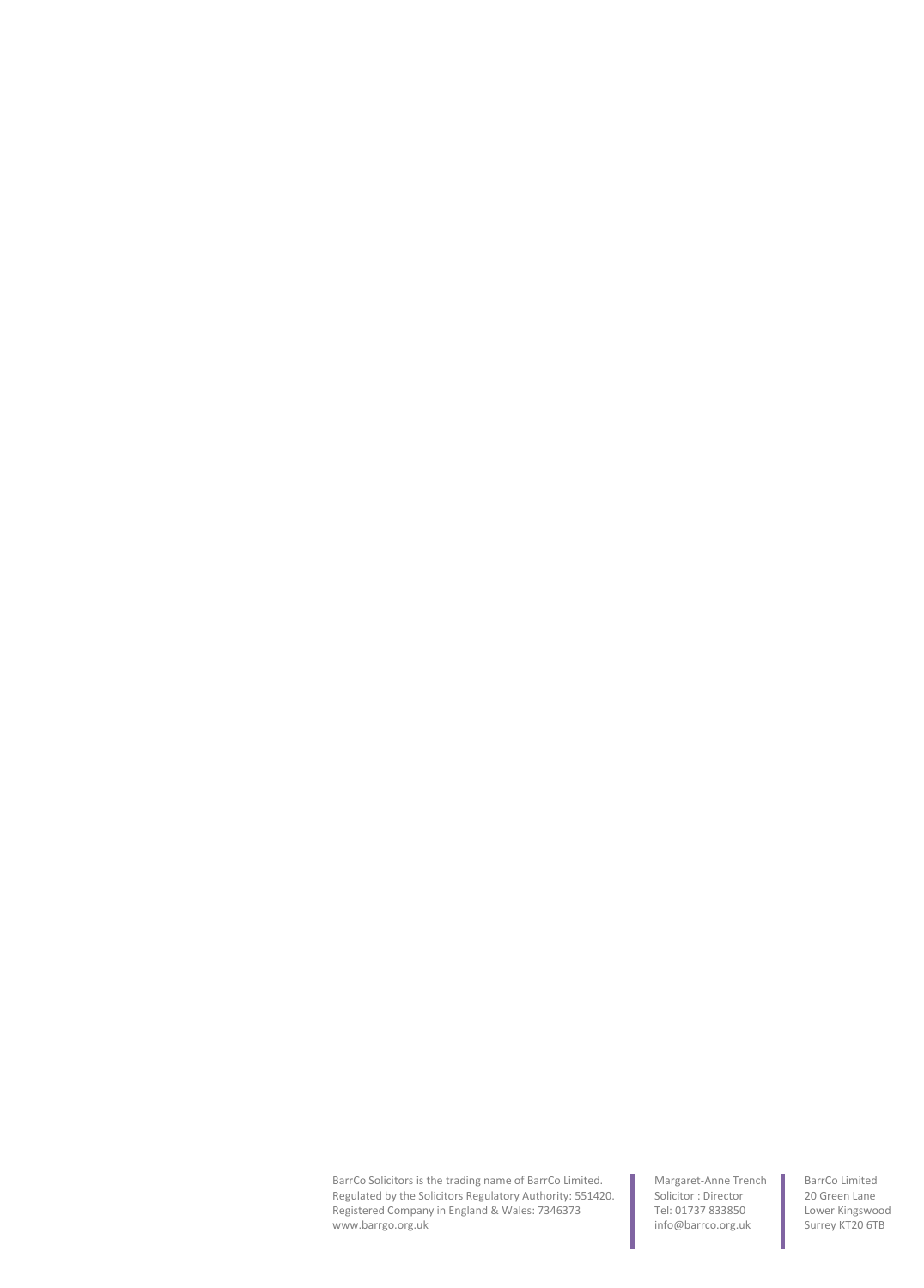BarrCo Solicitors is the trading name of BarrCo Limited.
Regulated by the Solicitors Regulatory Authority: 551420.
Registered Company in England & Wales: 7346373
www.barrgo.org.uk

Margaret-Anne Trench
Solicitor : Director
Tel: 01737 833850
info@barrco.org.uk

BarrCo Limited
20 Green Lane
Lower Kingswood
Surrey KT20 6TB